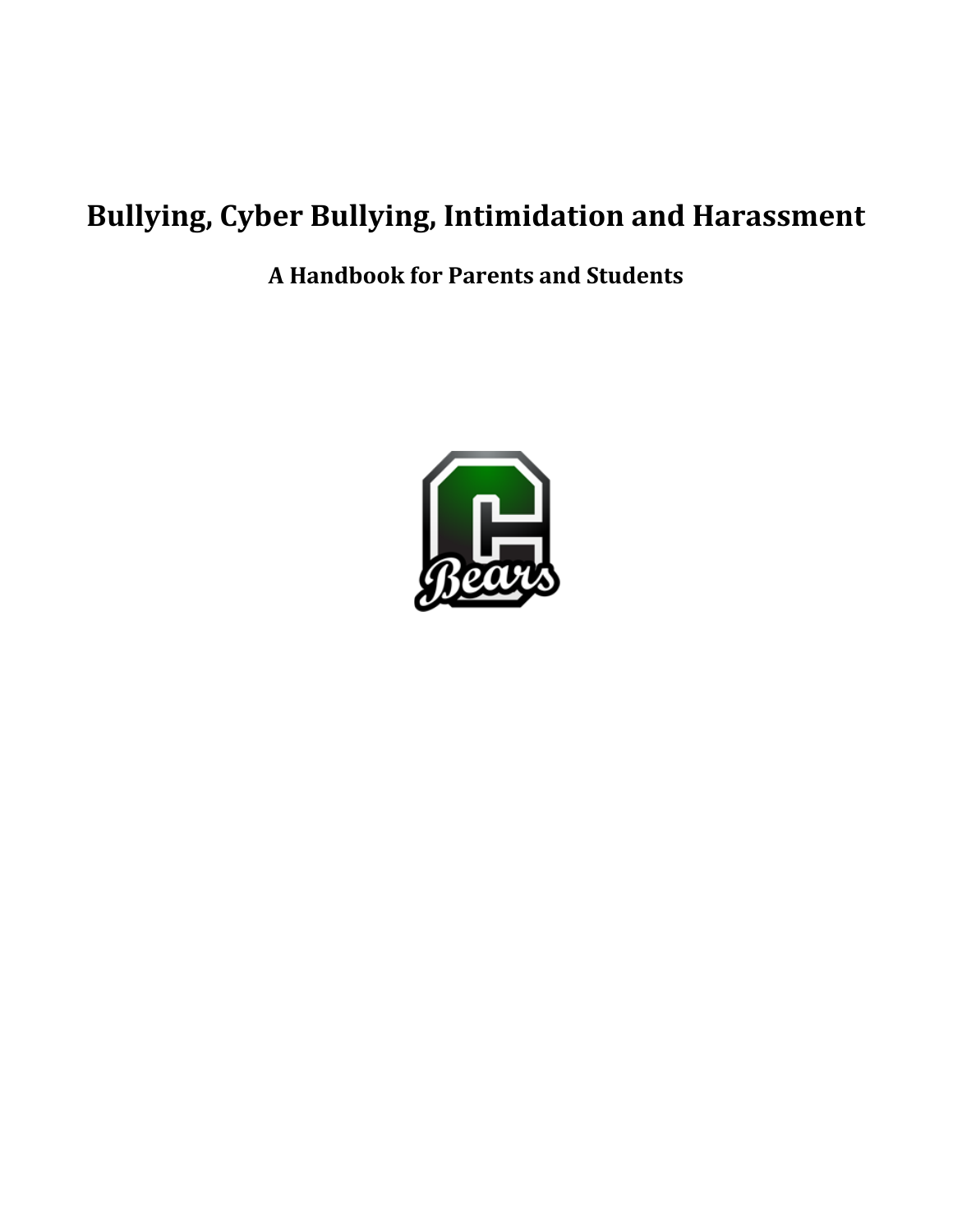# Bullying, Cyber Bullying, Intimidation and Harassment

## A Handbook for Parents and Students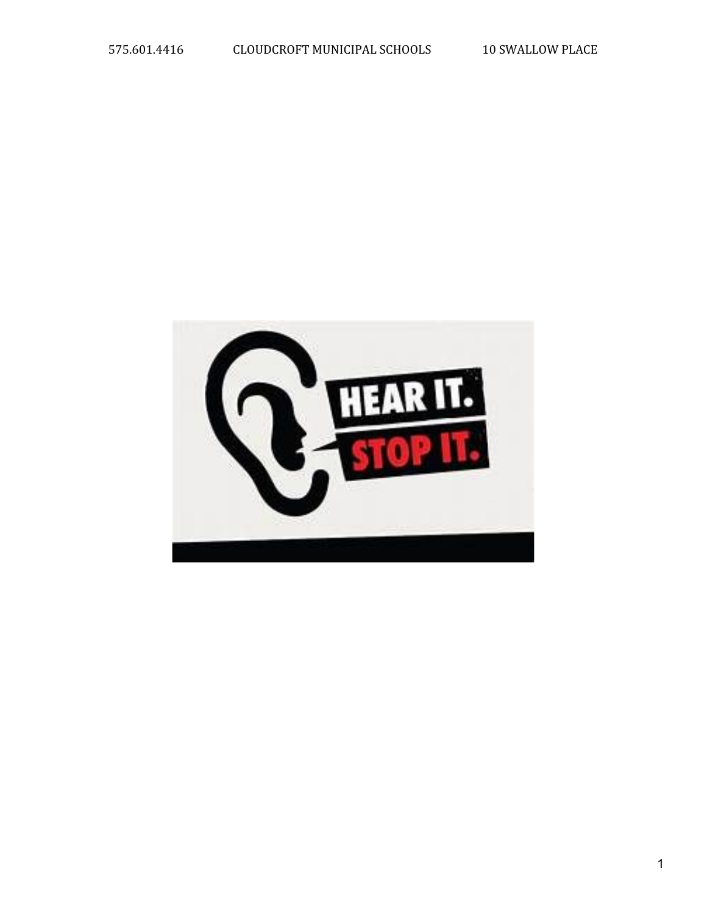HEAR IT.

STOP IT.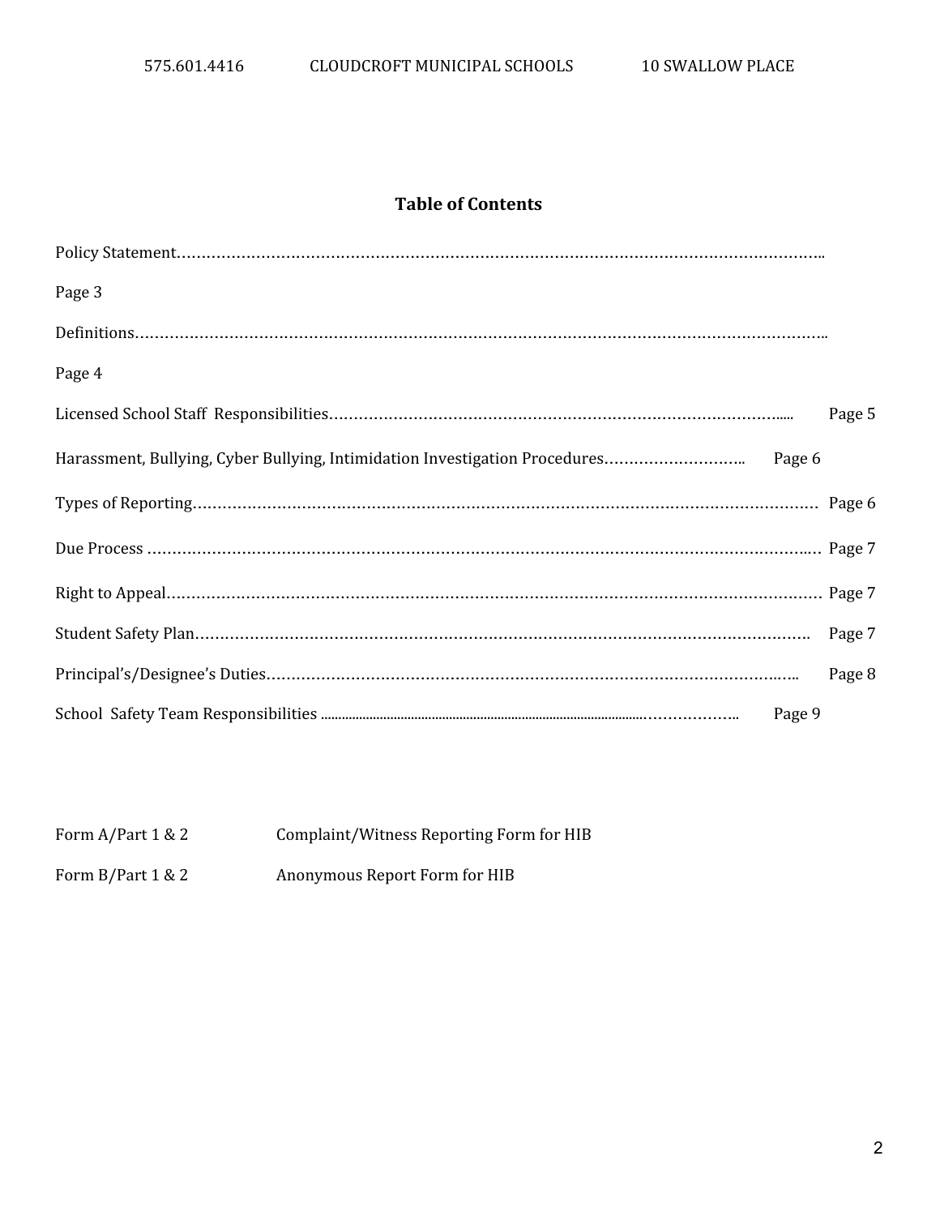## Table of Contents

| Section | Page |
|---|---|
| Policy Statement | Page 3 |
| Definitions | Page 4 |
| Licensed School Staff Responsibilities | Page 5 |
| Harassment, Bullying, Cyber Bullying, Intimidation Investigation Procedures | Page 6 |
| Types of Reporting | Page 6 |
| Due Process | Page 7 |
| Right to Appeal | Page 7 |
| Student Safety Plan | Page 7 |
| Principal's/Designee's Duties | Page 8 |
| School Safety Team Responsibilities | Page 9 |

| Form | Title |
|---|---|
| Form A/Part 1 & 2 | Complaint/Witness Reporting Form for HIB |
| Form B/Part 1 & 2 | Anonymous Report Form for HIB |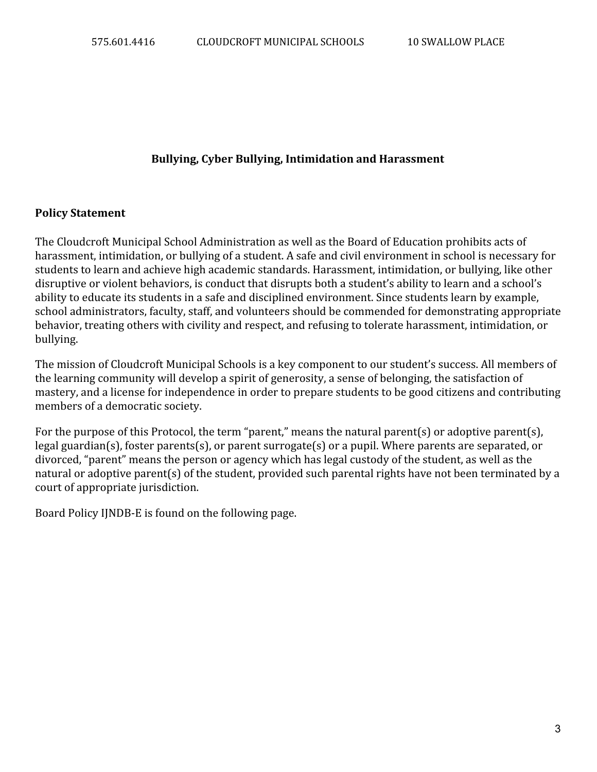## Bullying, Cyber Bullying, Intimidation and Harassment

### Policy Statement

The Cloudcroft Municipal School Administration as well as the Board of Education prohibits acts of harassment, intimidation, or bullying of a student. A safe and civil environment in school is necessary for students to learn and achieve high academic standards. Harassment, intimidation, or bullying, like other disruptive or violent behaviors, is conduct that disrupts both a student's ability to learn and a school's ability to educate its students in a safe and disciplined environment. Since students learn by example, school administrators, faculty, staff, and volunteers should be commended for demonstrating appropriate behavior, treating others with civility and respect, and refusing to tolerate harassment, intimidation, or bullying.

The mission of Cloudcroft Municipal Schools is a key component to our student's success. All members of the learning community will develop a spirit of generosity, a sense of belonging, the satisfaction of mastery, and a license for independence in order to prepare students to be good citizens and contributing members of a democratic society.

For the purpose of this Protocol, the term "parent," means the natural parent(s) or adoptive parent(s), legal guardian(s), foster parents(s), or parent surrogate(s) or a pupil. Where parents are separated, or divorced, "parent" means the person or agency which has legal custody of the student, as well as the natural or adoptive parent(s) of the student, provided such parental rights have not been terminated by a court of appropriate jurisdiction.

Board Policy IJNDB-E is found on the following page.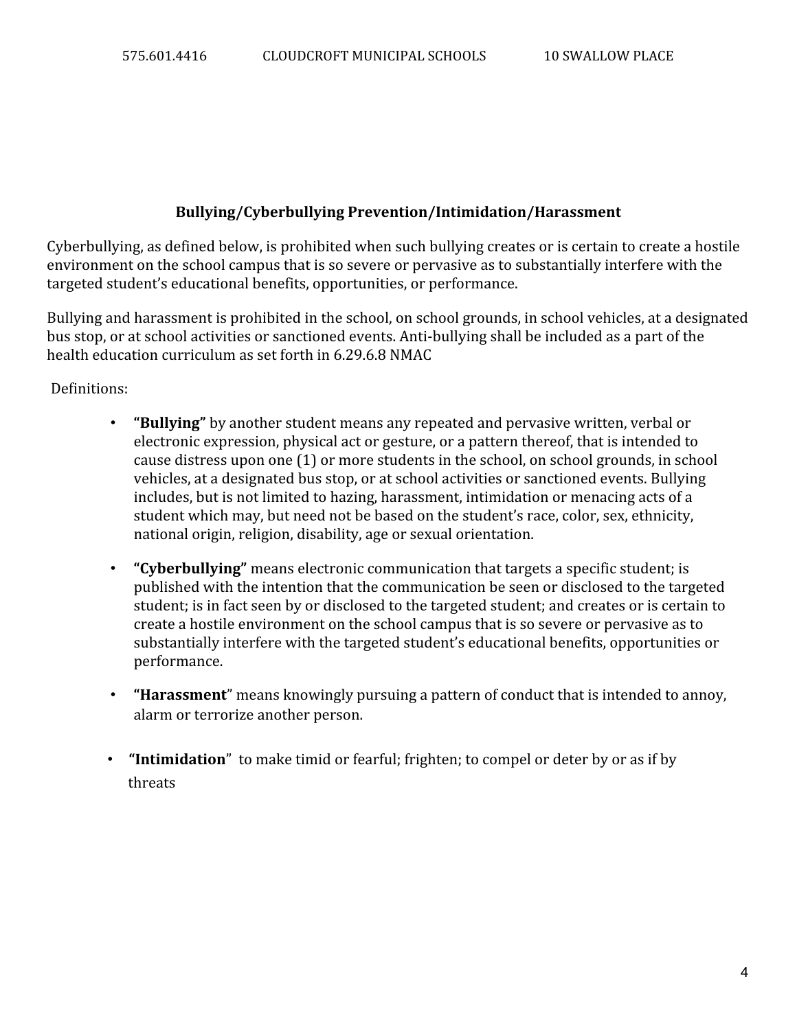## Bullying/Cyberbullying Prevention/Intimidation/Harassment

Cyberbullying, as defined below, is prohibited when such bullying creates or is certain to create a hostile environment on the school campus that is so severe or pervasive as to substantially interfere with the targeted student's educational benefits, opportunities, or performance.

Bullying and harassment is prohibited in the school, on school grounds, in school vehicles, at a designated bus stop, or at school activities or sanctioned events. Anti-bullying shall be included as a part of the health education curriculum as set forth in 6.29.6.8 NMAC

Definitions:

- **"Bullying"** by another student means any repeated and pervasive written, verbal or electronic expression, physical act or gesture, or a pattern thereof, that is intended to cause distress upon one (1) or more students in the school, on school grounds, in school vehicles, at a designated bus stop, or at school activities or sanctioned events. Bullying includes, but is not limited to hazing, harassment, intimidation or menacing acts of a student which may, but need not be based on the student's race, color, sex, ethnicity, national origin, religion, disability, age or sexual orientation.

- **"Cyberbullying"** means electronic communication that targets a specific student; is published with the intention that the communication be seen or disclosed to the targeted student; is in fact seen by or disclosed to the targeted student; and creates or is certain to create a hostile environment on the school campus that is so severe or pervasive as to substantially interfere with the targeted student's educational benefits, opportunities or performance.

- **"Harassment"** means knowingly pursuing a pattern of conduct that is intended to annoy, alarm or terrorize another person.

- **"Intimidation"** to make timid or fearful; frighten; to compel or deter by or as if by threats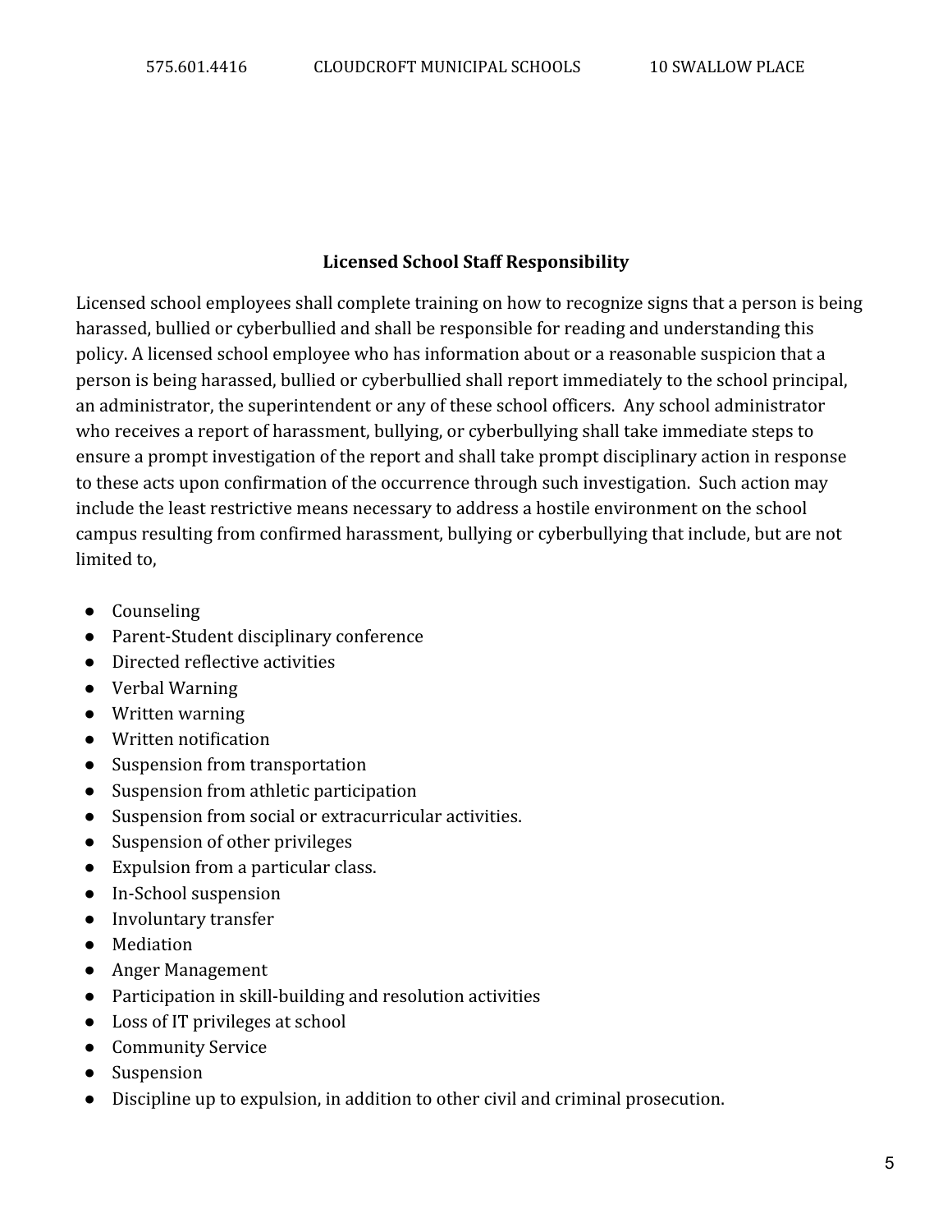## Licensed School Staff Responsibility

Licensed school employees shall complete training on how to recognize signs that a person is being harassed, bullied or cyberbullied and shall be responsible for reading and understanding this policy. A licensed school employee who has information about or a reasonable suspicion that a person is being harassed, bullied or cyberbullied shall report immediately to the school principal, an administrator, the superintendent or any of these school officers. Any school administrator who receives a report of harassment, bullying, or cyberbullying shall take immediate steps to ensure a prompt investigation of the report and shall take prompt disciplinary action in response to these acts upon confirmation of the occurrence through such investigation. Such action may include the least restrictive means necessary to address a hostile environment on the school campus resulting from confirmed harassment, bullying or cyberbullying that include, but are not limited to,

- Counseling
- Parent-Student disciplinary conference
- Directed reflective activities
- Verbal Warning
- Written warning
- Written notification
- Suspension from transportation
- Suspension from athletic participation
- Suspension from social or extracurricular activities.
- Suspension of other privileges
- Expulsion from a particular class.
- In-School suspension
- Involuntary transfer
- Mediation
- Anger Management
- Participation in skill-building and resolution activities
- Loss of IT privileges at school
- Community Service
- Suspension
- Discipline up to expulsion, in addition to other civil and criminal prosecution.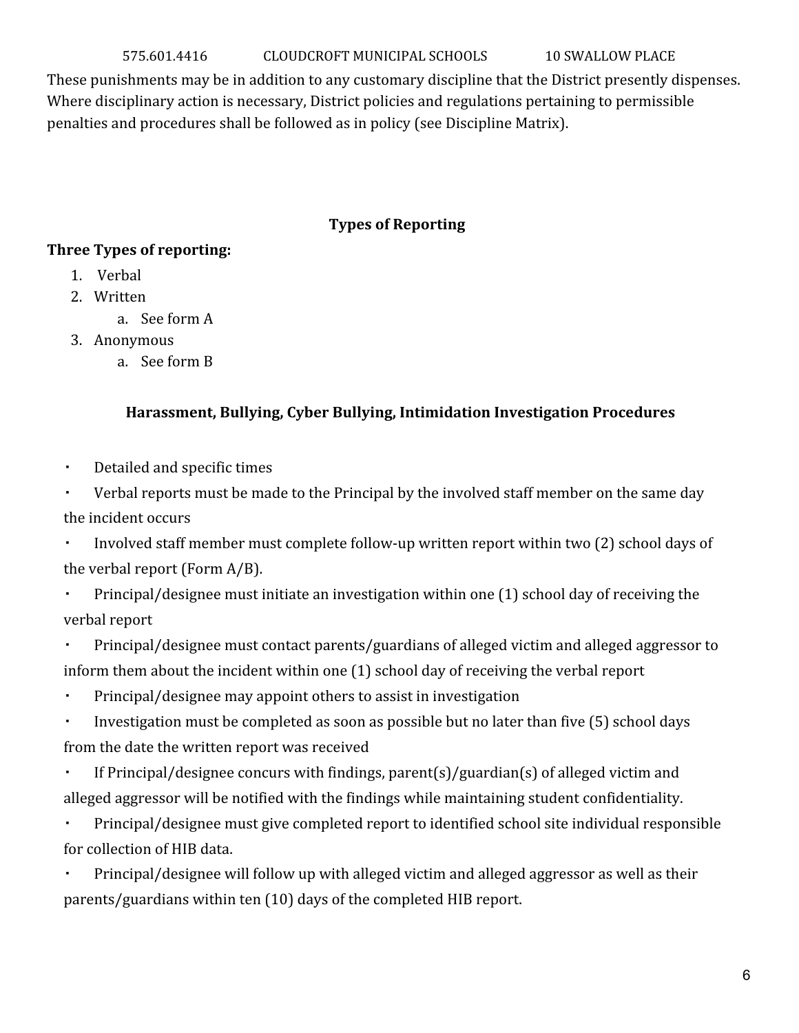These punishments may be in addition to any customary discipline that the District presently dispenses. Where disciplinary action is necessary, District policies and regulations pertaining to permissible penalties and procedures shall be followed as in policy (see Discipline Matrix).

## Types of Reporting

**Three Types of reporting:**

1. Verbal
2. Written
   a. See form A
3. Anonymous
   a. See form B

### Harassment, Bullying, Cyber Bullying, Intimidation Investigation Procedures

- Detailed and specific times
- Verbal reports must be made to the Principal by the involved staff member on the same day the incident occurs
- Involved staff member must complete follow-up written report within two (2) school days of the verbal report (Form A/B).
- Principal/designee must initiate an investigation within one (1) school day of receiving the verbal report
- Principal/designee must contact parents/guardians of alleged victim and alleged aggressor to inform them about the incident within one (1) school day of receiving the verbal report
- Principal/designee may appoint others to assist in investigation
- Investigation must be completed as soon as possible but no later than five (5) school days from the date the written report was received
- If Principal/designee concurs with findings, parent(s)/guardian(s) of alleged victim and alleged aggressor will be notified with the findings while maintaining student confidentiality.
- Principal/designee must give completed report to identified school site individual responsible for collection of HIB data.
- Principal/designee will follow up with alleged victim and alleged aggressor as well as their parents/guardians within ten (10) days of the completed HIB report.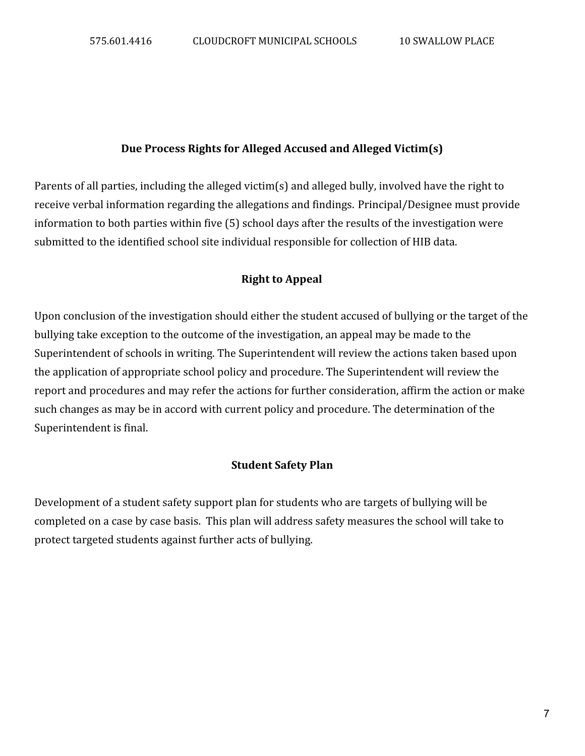## Due Process Rights for Alleged Accused and Alleged Victim(s)

Parents of all parties, including the alleged victim(s) and alleged bully, involved have the right to receive verbal information regarding the allegations and findings. Principal/Designee must provide information to both parties within five (5) school days after the results of the investigation were submitted to the identified school site individual responsible for collection of HIB data.

## Right to Appeal

Upon conclusion of the investigation should either the student accused of bullying or the target of the bullying take exception to the outcome of the investigation, an appeal may be made to the Superintendent of schools in writing. The Superintendent will review the actions taken based upon the application of appropriate school policy and procedure. The Superintendent will review the report and procedures and may refer the actions for further consideration, affirm the action or make such changes as may be in accord with current policy and procedure. The determination of the Superintendent is final.

## Student Safety Plan

Development of a student safety support plan for students who are targets of bullying will be completed on a case by case basis. This plan will address safety measures the school will take to protect targeted students against further acts of bullying.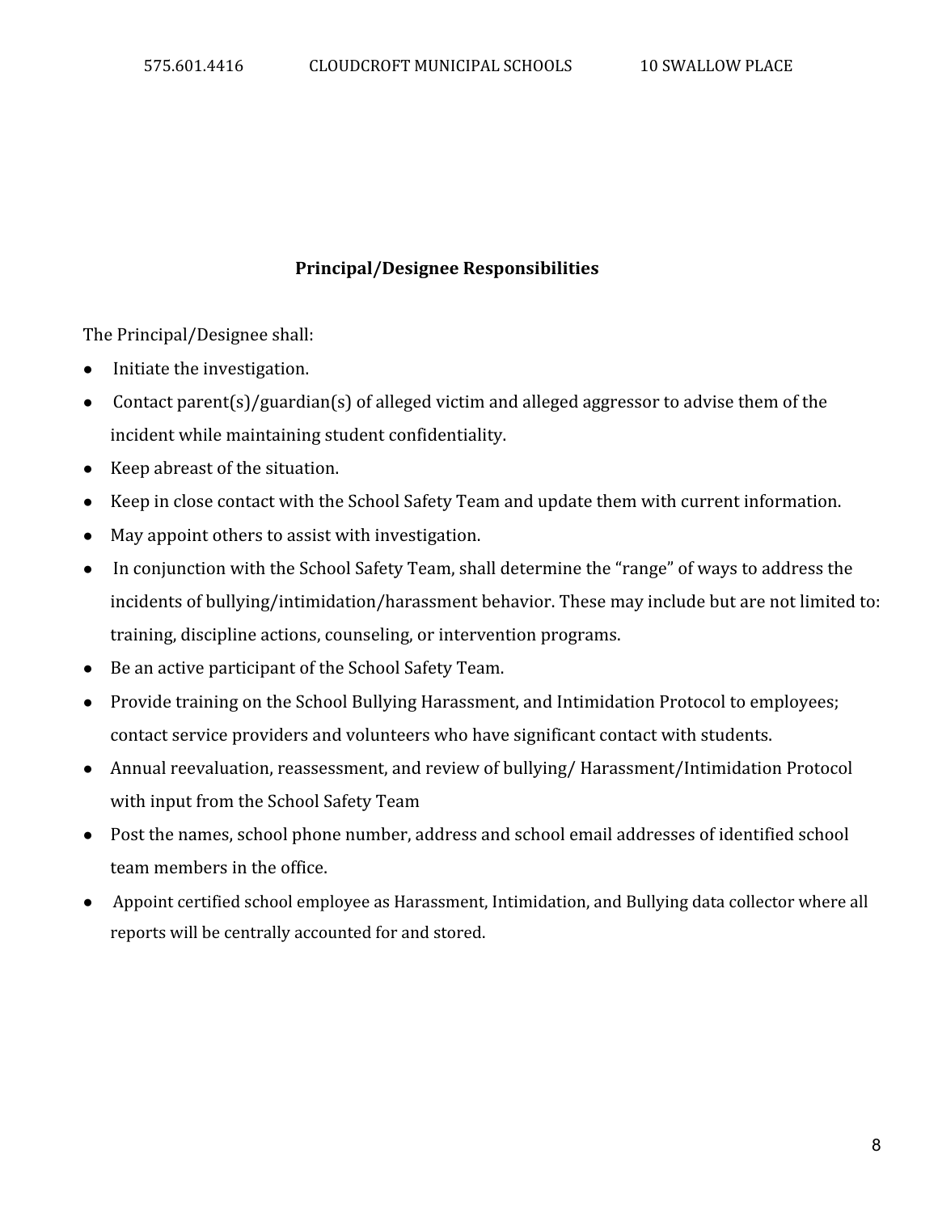## Principal/Designee Responsibilities

The Principal/Designee shall:

- Initiate the investigation.
- Contact parent(s)/guardian(s) of alleged victim and alleged aggressor to advise them of the incident while maintaining student confidentiality.
- Keep abreast of the situation.
- Keep in close contact with the School Safety Team and update them with current information.
- May appoint others to assist with investigation.
- In conjunction with the School Safety Team, shall determine the "range" of ways to address the incidents of bullying/intimidation/harassment behavior. These may include but are not limited to: training, discipline actions, counseling, or intervention programs.
- Be an active participant of the School Safety Team.
- Provide training on the School Bullying Harassment, and Intimidation Protocol to employees; contact service providers and volunteers who have significant contact with students.
- Annual reevaluation, reassessment, and review of bullying/ Harassment/Intimidation Protocol with input from the School Safety Team
- Post the names, school phone number, address and school email addresses of identified school team members in the office.
- Appoint certified school employee as Harassment, Intimidation, and Bullying data collector where all reports will be centrally accounted for and stored.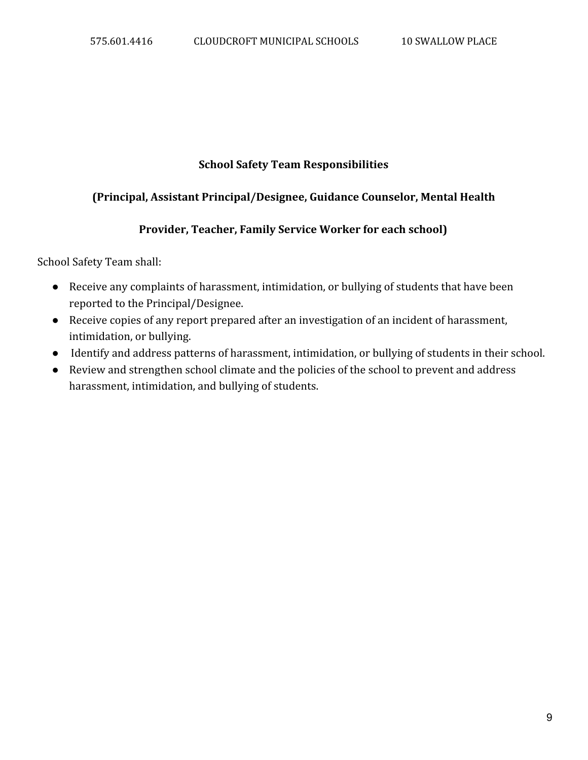## School Safety Team Responsibilities

**(Principal, Assistant Principal/Designee, Guidance Counselor, Mental Health Provider, Teacher, Family Service Worker for each school)**

School Safety Team shall:

- Receive any complaints of harassment, intimidation, or bullying of students that have been reported to the Principal/Designee.
- Receive copies of any report prepared after an investigation of an incident of harassment, intimidation, or bullying.
- Identify and address patterns of harassment, intimidation, or bullying of students in their school.
- Review and strengthen school climate and the policies of the school to prevent and address harassment, intimidation, and bullying of students.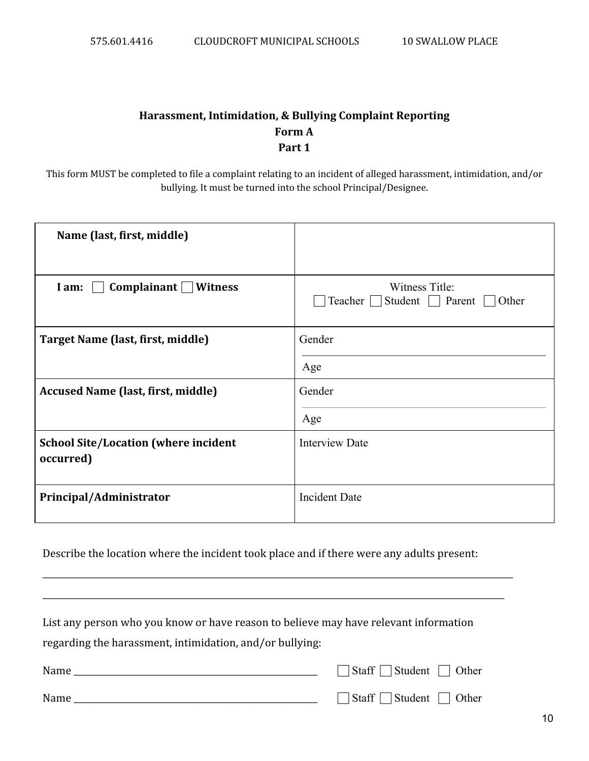## Harassment, Intimidation, & Bullying Complaint Reporting

## Form A

## Part 1

This form MUST be completed to file a complaint relating to an incident of alleged harassment, intimidation, and/or bullying. It must be turned into the school Principal/Designee.

| **Name (last, first, middle)** | |
|---|---|
| **I am:** ☐ **Complainant** ☐ **Witness** | Witness Title: ☐ Teacher ☐ Student ☐ Parent ☐ Other |
| **Target Name (last, first, middle)** | Gender<br>Age |
| **Accused Name (last, first, middle)** | Gender<br>Age |
| **School Site/Location (where incident occurred)** | Interview Date |
| **Principal/Administrator** | Incident Date |

Describe the location where the incident took place and if there were any adults present:

\_\_\_\_\_\_\_\_\_\_\_\_\_\_\_\_\_\_\_\_\_\_\_\_\_\_\_\_\_\_\_\_\_\_\_\_\_\_\_\_\_\_\_\_\_\_\_\_\_\_\_\_\_\_\_\_\_\_\_\_\_\_\_\_\_\_\_\_\_\_\_\_\_\_\_\_\_\_

\_\_\_\_\_\_\_\_\_\_\_\_\_\_\_\_\_\_\_\_\_\_\_\_\_\_\_\_\_\_\_\_\_\_\_\_\_\_\_\_\_\_\_\_\_\_\_\_\_\_\_\_\_\_\_\_\_\_\_\_\_\_\_\_\_\_\_\_\_\_\_\_\_\_\_\_\_\_

List any person who you know or have reason to believe may have relevant information regarding the harassment, intimidation, and/or bullying:

Name \_\_\_\_\_\_\_\_\_\_\_\_\_\_\_\_\_\_\_\_\_\_\_\_\_\_\_\_\_\_\_\_\_\_\_\_\_\_\_\_ ☐ Staff ☐ Student ☐ Other

Name \_\_\_\_\_\_\_\_\_\_\_\_\_\_\_\_\_\_\_\_\_\_\_\_\_\_\_\_\_\_\_\_\_\_\_\_\_\_\_\_ ☐ Staff ☐ Student ☐ Other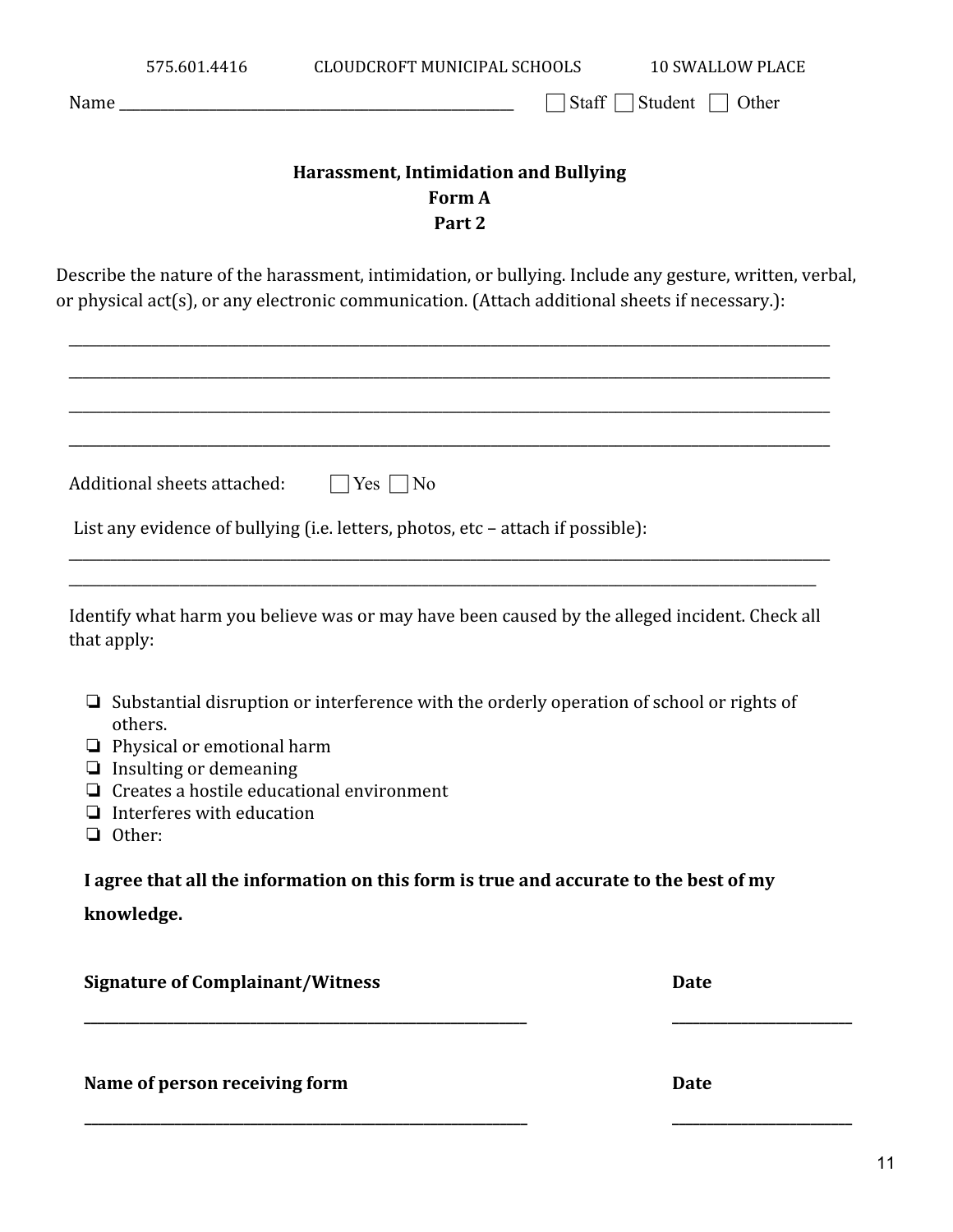575.601.4416 CLOUDCROFT MUNICIPAL SCHOOLS 10 SWALLOW PLACE

Name ____________________________________________ ☐ Staff ☐ Student ☐ Other

**Harassment, Intimidation and Bullying**
**Form A**
**Part 2**

Describe the nature of the harassment, intimidation, or bullying. Include any gesture, written, verbal, or physical act(s), or any electronic communication. (Attach additional sheets if necessary.):

________________________________________________________________________________________

________________________________________________________________________________________

________________________________________________________________________________________

________________________________________________________________________________________

Additional sheets attached: ☐ Yes ☐ No

List any evidence of bullying (i.e. letters, photos, etc – attach if possible):

________________________________________________________________________________________

________________________________________________________________________________________

Identify what harm you believe was or may have been caused by the alleged incident. Check all that apply:

- ☐ Substantial disruption or interference with the orderly operation of school or rights of others.
- ☐ Physical or emotional harm
- ☐ Insulting or demeaning
- ☐ Creates a hostile educational environment
- ☐ Interferes with education
- ☐ Other:

**I agree that all the information on this form is true and accurate to the best of my knowledge.**

**Signature of Complainant/Witness** **Date**

______________________________________________ ____________________

**Name of person receiving form** **Date**

______________________________________________ ____________________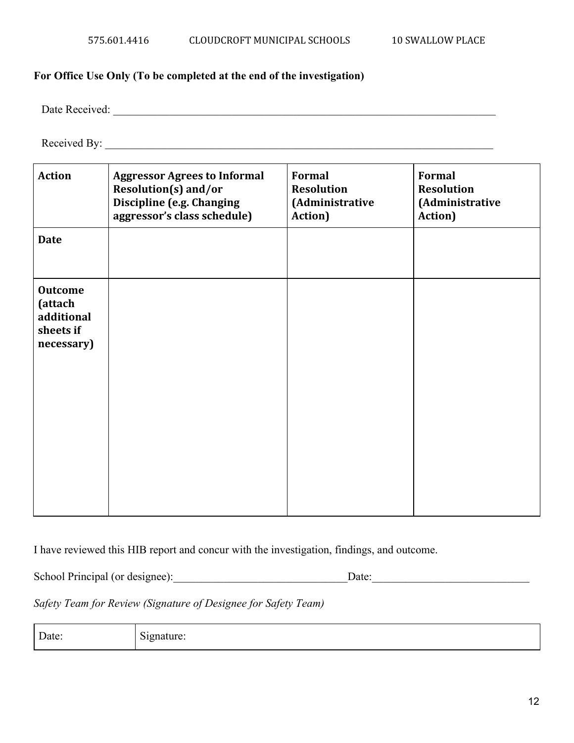**For Office Use Only (To be completed at the end of the investigation)**

Date Received: ___________________________________________________________________________

Received By: ___________________________________________________________________________

| **Action** | **Aggressor Agrees to Informal Resolution(s) and/or Discipline (e.g. Changing aggressor's class schedule)** | **Formal Resolution (Administrative Action)** | **Formal Resolution (Administrative Action)** |
|---|---|---|---|
| **Date** | | | |
| **Outcome (attach additional sheets if necessary)** | | | |

I have reviewed this HIB report and concur with the investigation, findings, and outcome.

School Principal (or designee):_______________________________Date:____________________________

*Safety Team for Review (Signature of Designee for Safety Team)*

| Date: | Signature: |
|---|---|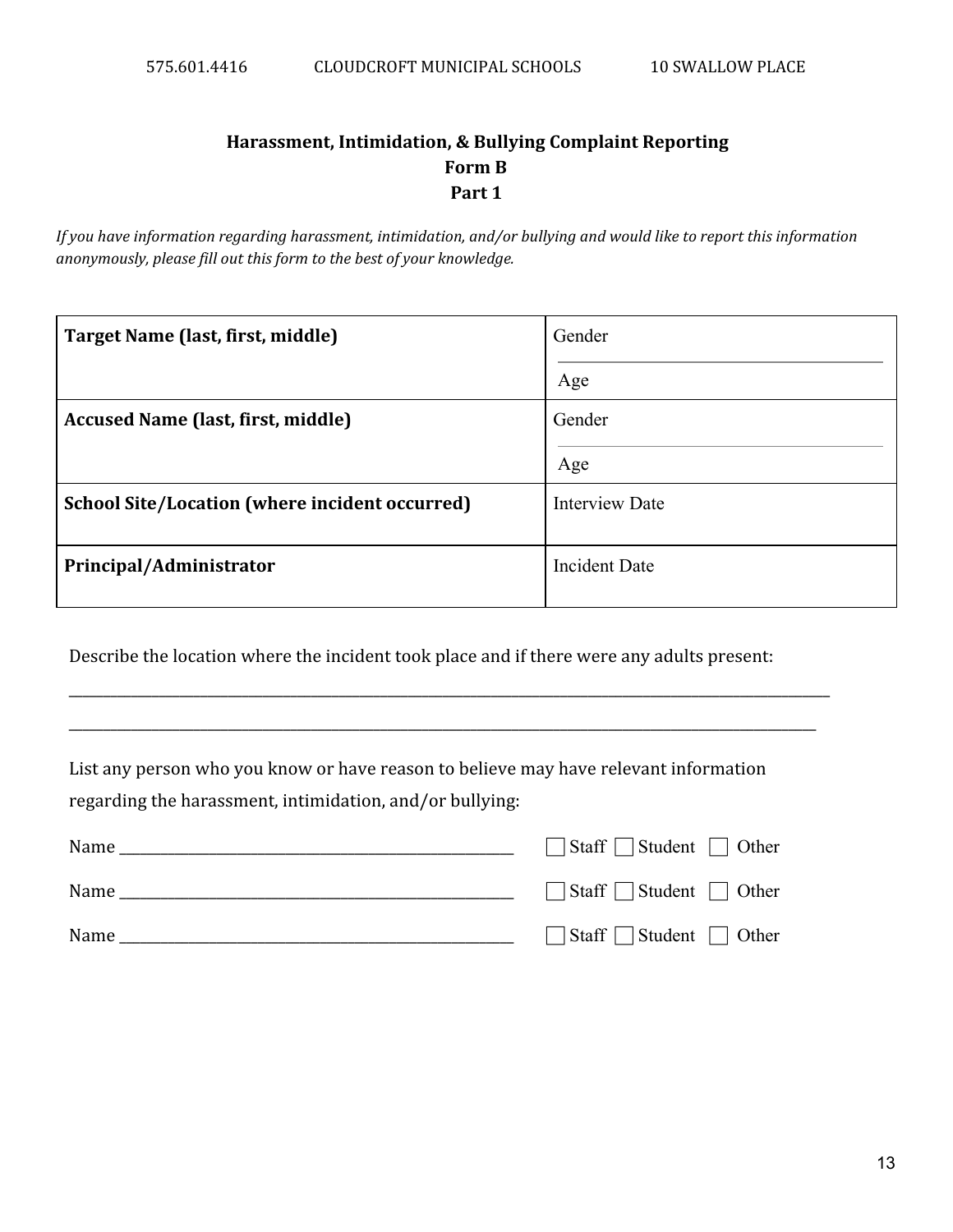## Harassment, Intimidation, & Bullying Complaint Reporting
## Form B
## Part 1

*If you have information regarding harassment, intimidation, and/or bullying and would like to report this information anonymously, please fill out this form to the best of your knowledge.*

| | |
|---|---|
| **Target Name (last, first, middle)** | Gender<br>Age |
| **Accused Name (last, first, middle)** | Gender<br>Age |
| **School Site/Location (where incident occurred)** | Interview Date |
| **Principal/Administrator** | Incident Date |

Describe the location where the incident took place and if there were any adults present:

______________________________________________________________________________

______________________________________________________________________________

List any person who you know or have reason to believe may have relevant information regarding the harassment, intimidation, and/or bullying:

Name ________________________________________ ☐ Staff ☐ Student ☐ Other

Name ________________________________________ ☐ Staff ☐ Student ☐ Other

Name ________________________________________ ☐ Staff ☐ Student ☐ Other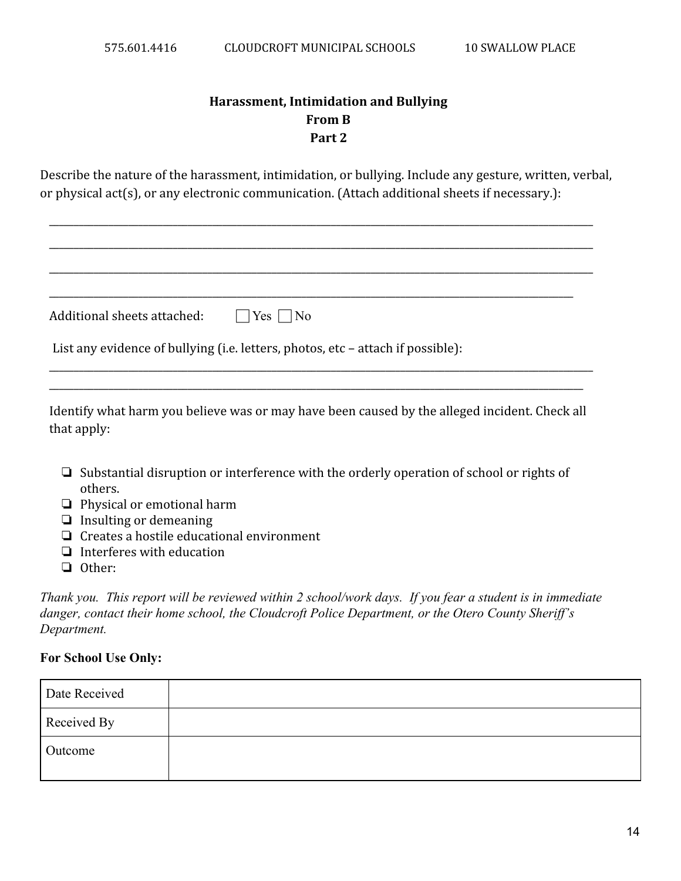## Harassment, Intimidation and Bullying
## From B
## Part 2

Describe the nature of the harassment, intimidation, or bullying. Include any gesture, written, verbal, or physical act(s), or any electronic communication. (Attach additional sheets if necessary.):

\_\_\_\_\_\_\_\_\_\_\_\_\_\_\_\_\_\_\_\_\_\_\_\_\_\_\_\_\_\_\_\_\_\_\_\_\_\_\_\_\_\_\_\_\_\_\_\_\_\_\_\_\_\_\_\_\_\_\_\_\_\_\_\_\_\_\_\_\_\_\_\_\_\_\_\_\_\_

\_\_\_\_\_\_\_\_\_\_\_\_\_\_\_\_\_\_\_\_\_\_\_\_\_\_\_\_\_\_\_\_\_\_\_\_\_\_\_\_\_\_\_\_\_\_\_\_\_\_\_\_\_\_\_\_\_\_\_\_\_\_\_\_\_\_\_\_\_\_\_\_\_\_\_\_\_\_

\_\_\_\_\_\_\_\_\_\_\_\_\_\_\_\_\_\_\_\_\_\_\_\_\_\_\_\_\_\_\_\_\_\_\_\_\_\_\_\_\_\_\_\_\_\_\_\_\_\_\_\_\_\_\_\_\_\_\_\_\_\_\_\_\_\_\_\_\_\_\_\_\_\_\_\_\_\_

\_\_\_\_\_\_\_\_\_\_\_\_\_\_\_\_\_\_\_\_\_\_\_\_\_\_\_\_\_\_\_\_\_\_\_\_\_\_\_\_\_\_\_\_\_\_\_\_\_\_\_\_\_\_\_\_\_\_\_\_\_\_\_\_\_\_\_\_\_\_\_\_\_\_\_\_\_

Additional sheets attached: ☐ Yes ☐ No

List any evidence of bullying (i.e. letters, photos, etc – attach if possible):

\_\_\_\_\_\_\_\_\_\_\_\_\_\_\_\_\_\_\_\_\_\_\_\_\_\_\_\_\_\_\_\_\_\_\_\_\_\_\_\_\_\_\_\_\_\_\_\_\_\_\_\_\_\_\_\_\_\_\_\_\_\_\_\_\_\_\_\_\_\_\_\_\_\_\_\_\_\_

\_\_\_\_\_\_\_\_\_\_\_\_\_\_\_\_\_\_\_\_\_\_\_\_\_\_\_\_\_\_\_\_\_\_\_\_\_\_\_\_\_\_\_\_\_\_\_\_\_\_\_\_\_\_\_\_\_\_\_\_\_\_\_\_\_\_\_\_\_\_\_\_\_\_\_\_\_

Identify what harm you believe was or may have been caused by the alleged incident. Check all that apply:

- ❏ Substantial disruption or interference with the orderly operation of school or rights of others.
- ❏ Physical or emotional harm
- ❏ Insulting or demeaning
- ❏ Creates a hostile educational environment
- ❏ Interferes with education
- ❏ Other:

*Thank you. This report will be reviewed within 2 school/work days. If you fear a student is in immediate danger, contact their home school, the Cloudcroft Police Department, or the Otero County Sheriff's Department.*

**For School Use Only:**

| | |
|---|---|
| Date Received | |
| Received By | |
| Outcome | |